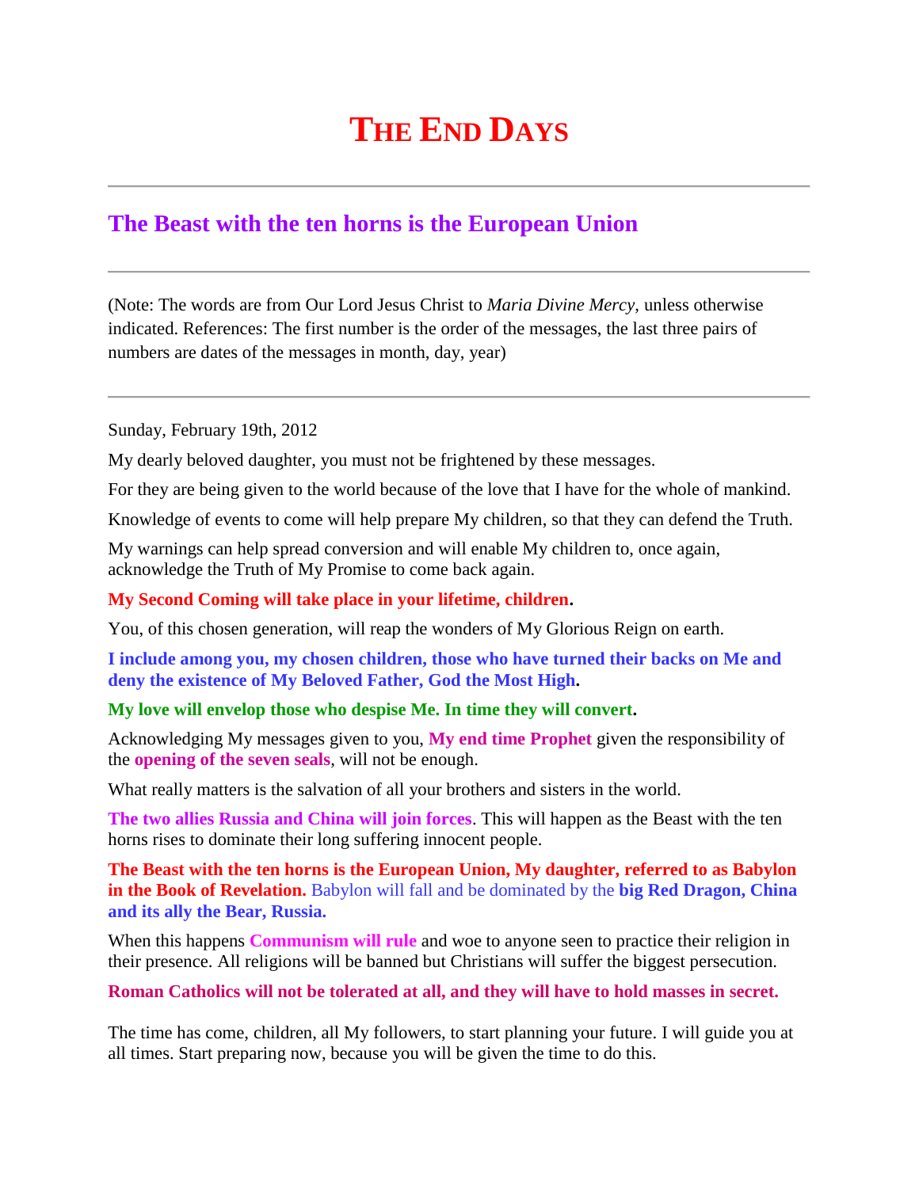# THE END DAYS

---

## The Beast with the ten horns is the European Union

---

(Note: The words are from Our Lord Jesus Christ to *Maria Divine Mercy*, unless otherwise indicated. References: The first number is the order of the messages, the last three pairs of numbers are dates of the messages in month, day, year)

---

Sunday, February 19th, 2012

My dearly beloved daughter, you must not be frightened by these messages.

For they are being given to the world because of the love that I have for the whole of mankind.

Knowledge of events to come will help prepare My children, so that they can defend the Truth.

My warnings can help spread conversion and will enable My children to, once again, acknowledge the Truth of My Promise to come back again.

**My Second Coming will take place in your lifetime, children.**

You, of this chosen generation, will reap the wonders of My Glorious Reign on earth.

**I include among you, my chosen children, those who have turned their backs on Me and deny the existence of My Beloved Father, God the Most High.**

**My love will envelop those who despise Me. In time they will convert.**

Acknowledging My messages given to you, **My end time Prophet** given the responsibility of the **opening of the seven seals**, will not be enough.

What really matters is the salvation of all your brothers and sisters in the world.

**The two allies Russia and China will join forces**. This will happen as the Beast with the ten horns rises to dominate their long suffering innocent people.

**The Beast with the ten horns is the European Union, My daughter, referred to as Babylon in the Book of Revelation.** Babylon will fall and be dominated by the **big Red Dragon, China and its ally the Bear, Russia.**

When this happens **Communism will rule** and woe to anyone seen to practice their religion in their presence. All religions will be banned but Christians will suffer the biggest persecution.

**Roman Catholics will not be tolerated at all, and they will have to hold masses in secret.**

The time has come, children, all My followers, to start planning your future. I will guide you at all times. Start preparing now, because you will be given the time to do this.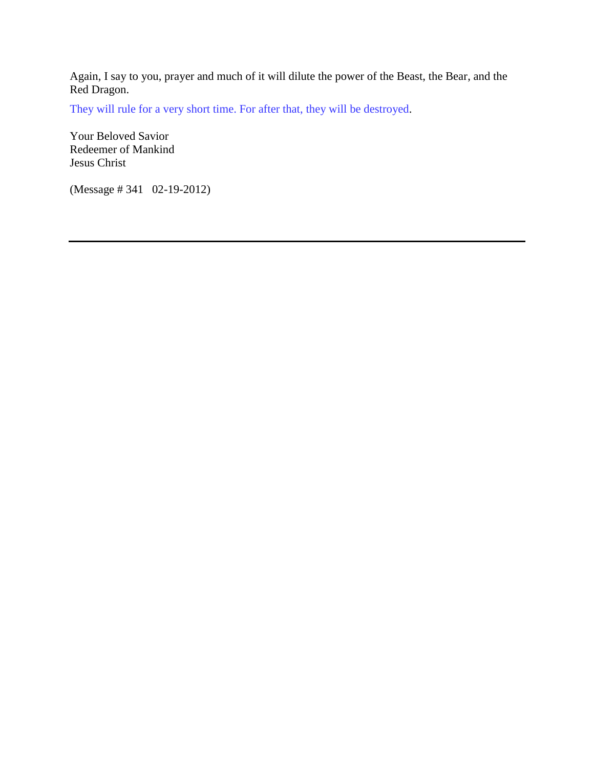Again, I say to you, prayer and much of it will dilute the power of the Beast, the Bear, and the Red Dragon.

They will rule for a very short time. For after that, they will be destroyed.

Your Beloved Savior  
Redeemer of Mankind  
Jesus Christ

(Message # 341   02-19-2012)

---